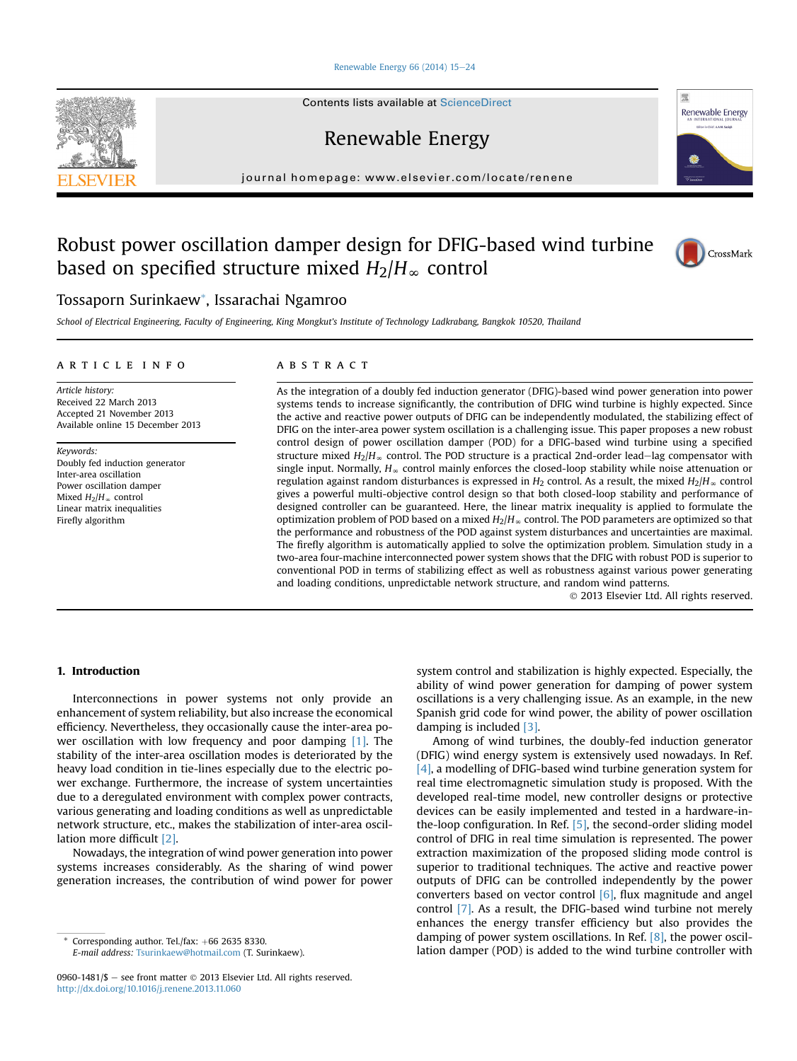# Robust power oscillation damper design for DFIG-based wind turbine based on specified structure mixed $H_2/H_\infty$ control

Tossaporn Surinkaew*, Issarachai Ngamroo

School of Electrical Engineering, Faculty of Engineering, King Mongkut's Institute of Technology Ladkrabang, Bangkok 10520, Thailand

## ARTICLE INFO

*Article history:*
Received 22 March 2013
Accepted 21 November 2013
Available online 15 December 2013

*Keywords:*
Doubly fed induction generator
Inter-area oscillation
Power oscillation damper
Mixed $H_2/H_\infty$ control
Linear matrix inequalities
Firefly algorithm

## ABSTRACT

As the integration of a doubly fed induction generator (DFIG)-based wind power generation into power systems tends to increase significantly, the contribution of DFIG wind turbine is highly expected. Since the active and reactive power outputs of DFIG can be independently modulated, the stabilizing effect of DFIG on the inter-area power system oscillation is a challenging issue. This paper proposes a new robust control design of power oscillation damper (POD) for a DFIG-based wind turbine using a specified structure mixed $H_2/H_\infty$ control. The POD structure is a practical 2nd-order lead–lag compensator with single input. Normally, $H_\infty$ control mainly enforces the closed-loop stability while noise attenuation or regulation against random disturbances is expressed in $H_2$ control. As a result, the mixed $H_2/H_\infty$ control gives a powerful multi-objective control design so that both closed-loop stability and performance of designed controller can be guaranteed. Here, the linear matrix inequality is applied to formulate the optimization problem of POD based on a mixed $H_2/H_\infty$ control. The POD parameters are optimized so that the performance and robustness of the POD against system disturbances and uncertainties are maximal. The firefly algorithm is automatically applied to solve the optimization problem. Simulation study in a two-area four-machine interconnected power system shows that the DFIG with robust POD is superior to conventional POD in terms of stabilizing effect as well as robustness against various power generating and loading conditions, unpredictable network structure, and random wind patterns.

© 2013 Elsevier Ltd. All rights reserved.

## 1. Introduction

Interconnections in power systems not only provide an enhancement of system reliability, but also increase the economical efficiency. Nevertheless, they occasionally cause the inter-area power oscillation with low frequency and poor damping [1]. The stability of the inter-area oscillation modes is deteriorated by the heavy load condition in tie-lines especially due to the electric power exchange. Furthermore, the increase of system uncertainties due to a deregulated environment with complex power contracts, various generating and loading conditions as well as unpredictable network structure, etc., makes the stabilization of inter-area oscillation more difficult [2].

Nowadays, the integration of wind power generation into power systems increases considerably. As the sharing of wind power generation increases, the contribution of wind power for power system control and stabilization is highly expected. Especially, the ability of wind power generation for damping of power system oscillations is a very challenging issue. As an example, in the new Spanish grid code for wind power, the ability of power oscillation damping is included [3].

Among of wind turbines, the doubly-fed induction generator (DFIG) wind energy system is extensively used nowadays. In Ref. [4], a modelling of DFIG-based wind turbine generation system for real time electromagnetic simulation study is proposed. With the developed real-time model, new controller designs or protective devices can be easily implemented and tested in a hardware-in-the-loop configuration. In Ref. [5], the second-order sliding model control of DFIG in real time simulation is represented. The power extraction maximization of the proposed sliding mode control is superior to traditional techniques. The active and reactive power outputs of DFIG can be controlled independently by the power converters based on vector control [6], flux magnitude and angel control [7]. As a result, the DFIG-based wind turbine not merely enhances the energy transfer efficiency but also provides the damping of power system oscillations. In Ref. [8], the power oscillation damper (POD) is added to the wind turbine controller with

\* Corresponding author. Tel./fax: +66 2635 8330.
*E-mail address:* Tsurinkaew@hotmail.com (T. Surinkaew).

0960-1481/$ – see front matter © 2013 Elsevier Ltd. All rights reserved.
http://dx.doi.org/10.1016/j.renene.2013.11.060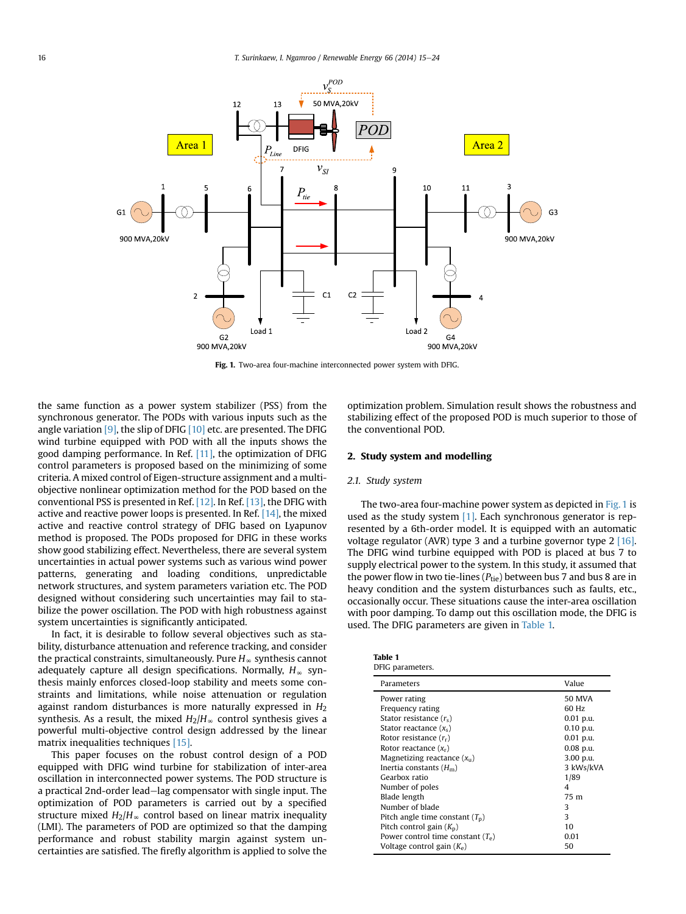Fig. 1. Two-area four-machine interconnected power system with DFIG.

the same function as a power system stabilizer (PSS) from the synchronous generator. The PODs with various inputs such as the angle variation [9], the slip of DFIG [10] etc. are presented. The DFIG wind turbine equipped with POD with all the inputs shows the good damping performance. In Ref. [11], the optimization of DFIG control parameters is proposed based on the minimizing of some criteria. A mixed control of Eigen-structure assignment and a multi-objective nonlinear optimization method for the POD based on the conventional PSS is presented in Ref. [12]. In Ref. [13], the DFIG with active and reactive power loops is presented. In Ref. [14], the mixed active and reactive control strategy of DFIG based on Lyapunov method is proposed. The PODs proposed for DFIG in these works show good stabilizing effect. Nevertheless, there are several system uncertainties in actual power systems such as various wind power patterns, generating and loading conditions, unpredictable network structures, and system parameters variation etc. The POD designed without considering such uncertainties may fail to stabilize the power oscillation. The POD with high robustness against system uncertainties is significantly anticipated.

In fact, it is desirable to follow several objectives such as stability, disturbance attenuation and reference tracking, and consider the practical constraints, simultaneously. Pure $H_\infty$ synthesis cannot adequately capture all design specifications. Normally, $H_\infty$ synthesis mainly enforces closed-loop stability and meets some constraints and limitations, while noise attenuation or regulation against random disturbances is more naturally expressed in $H_2$ synthesis. As a result, the mixed $H_2/H_\infty$ control synthesis gives a powerful multi-objective control design addressed by the linear matrix inequalities techniques [15].

This paper focuses on the robust control design of a POD equipped with DFIG wind turbine for stabilization of inter-area oscillation in interconnected power systems. The POD structure is a practical 2nd-order lead–lag compensator with single input. The optimization of POD parameters is carried out by a specified structure mixed $H_2/H_\infty$ control based on linear matrix inequality (LMI). The parameters of POD are optimized so that the damping performance and robust stability margin against system uncertainties are satisfied. The firefly algorithm is applied to solve the optimization problem. Simulation result shows the robustness and stabilizing effect of the proposed POD is much superior to those of the conventional POD.

## 2. Study system and modelling

### 2.1. Study system

The two-area four-machine power system as depicted in Fig. 1 is used as the study system [1]. Each synchronous generator is represented by a 6th-order model. It is equipped with an automatic voltage regulator (AVR) type 3 and a turbine governor type 2 [16]. The DFIG wind turbine equipped with POD is placed at bus 7 to supply electrical power to the system. In this study, it assumed that the power flow in two tie-lines ($P_{tie}$) between bus 7 and bus 8 are in heavy condition and the system disturbances such as faults, etc., occasionally occur. These situations cause the inter-area oscillation with poor damping. To damp out this oscillation mode, the DFIG is used. The DFIG parameters are given in Table 1.

**Table 1**
DFIG parameters.

| Parameters | Value |
|---|---|
| Power rating | 50 MVA |
| Frequency rating | 60 Hz |
| Stator resistance ($r_s$) | 0.01 p.u. |
| Stator reactance ($x_s$) | 0.10 p.u. |
| Rotor resistance ($r_r$) | 0.01 p.u. |
| Rotor reactance ($x_r$) | 0.08 p.u. |
| Magnetizing reactance ($x_u$) | 3.00 p.u. |
| Inertia constants ($H_m$) | 3 kWs/kVA |
| Gearbox ratio | 1/89 |
| Number of poles | 4 |
| Blade length | 75 m |
| Number of blade | 3 |
| Pitch angle time constant ($T_p$) | 3 |
| Pitch control gain ($K_p$) | 10 |
| Power control time constant ($T_e$) | 0.01 |
| Voltage control gain ($K_e$) | 50 |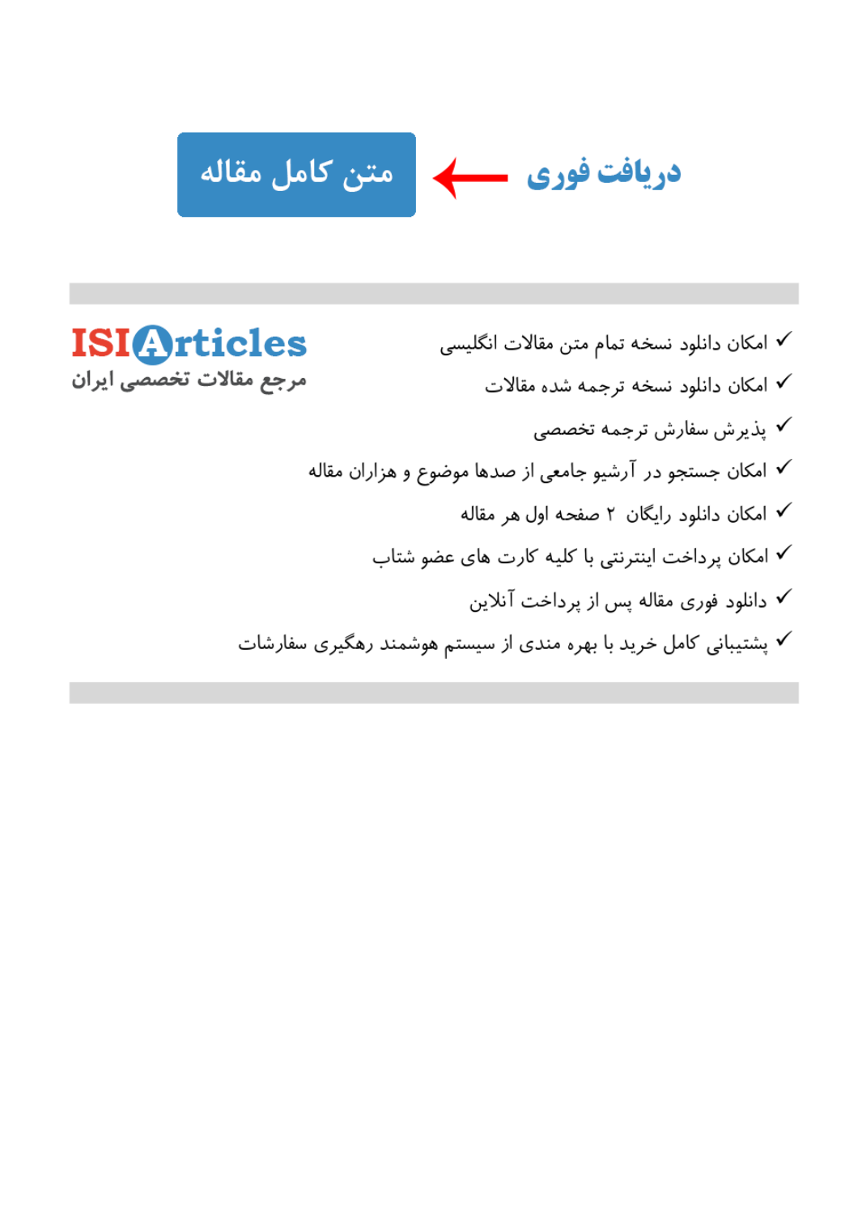دریافت فوری ← متن کامل مقاله

ISIArticles
مرجع مقالات تخصصی ایران

- ✓ امکان دانلود نسخه تمام متن مقالات انگلیسی
- ✓ امکان دانلود نسخه ترجمه شده مقالات
- ✓ پذیرش سفارش ترجمه تخصصی
- ✓ امکان جستجو در آرشیو جامعی از صدها موضوع و هزاران مقاله
- ✓ امکان دانلود رایگان ۲ صفحه اول هر مقاله
- ✓ امکان پرداخت اینترنتی با کلیه کارت های عضو شتاب
- ✓ دانلود فوری مقاله پس از پرداخت آنلاین
- ✓ پشتیبانی کامل خرید با بهره مندی از سیستم هوشمند رهگیری سفارشات